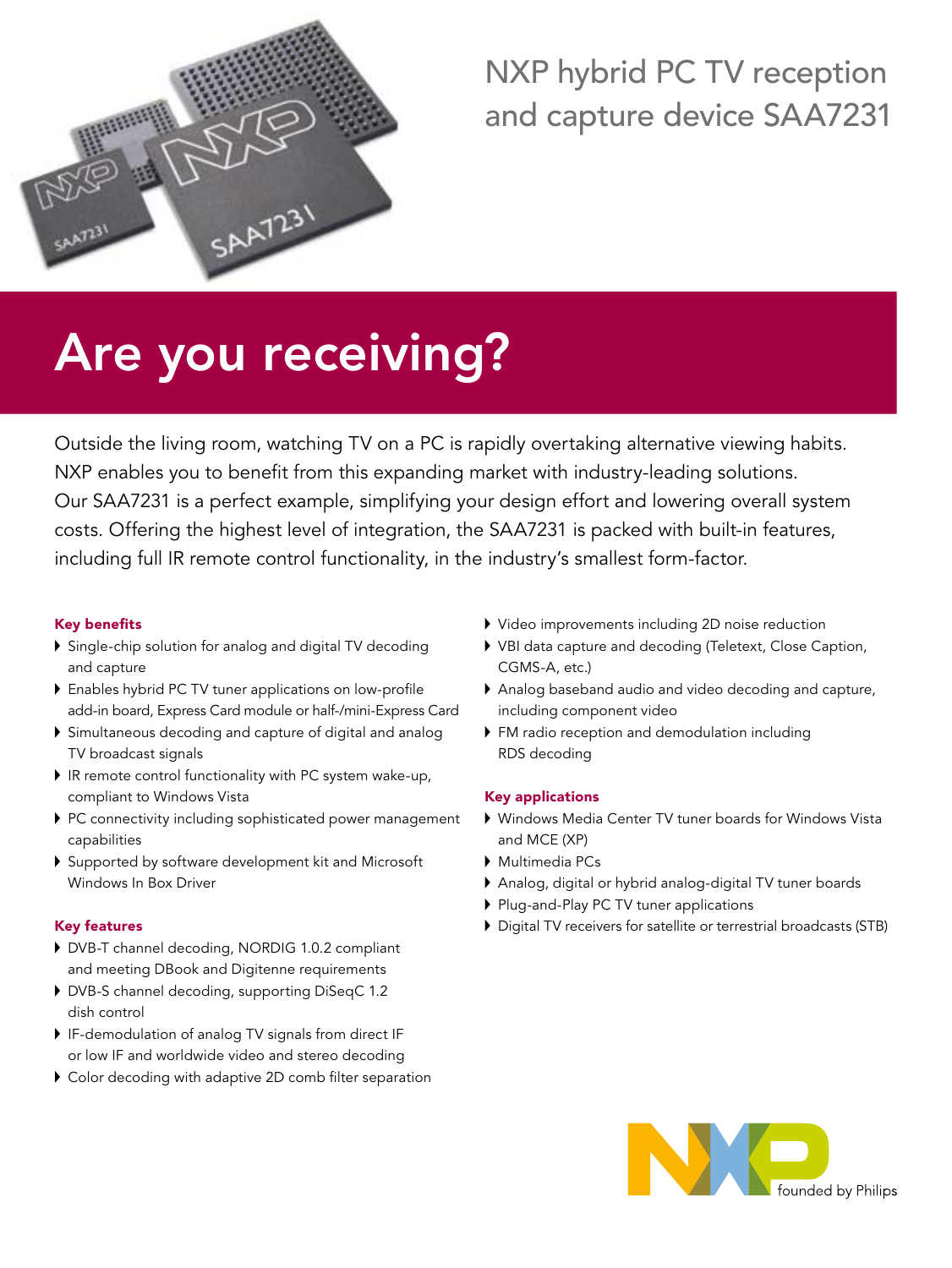# NXP hybrid PC TV reception and capture device SAA7231

## Are you receiving?

Outside the living room, watching TV on a PC is rapidly overtaking alternative viewing habits. NXP enables you to benefit from this expanding market with industry-leading solutions. Our SAA7231 is a perfect example, simplifying your design effort and lowering overall system costs. Offering the highest level of integration, the SAA7231 is packed with built-in features, including full IR remote control functionality, in the industry's smallest form-factor.

### Key benefits

- Single-chip solution for analog and digital TV decoding and capture
- Enables hybrid PC TV tuner applications on low-profile add-in board, Express Card module or half-/mini-Express Card
- Simultaneous decoding and capture of digital and analog TV broadcast signals
- IR remote control functionality with PC system wake-up, compliant to Windows Vista
- PC connectivity including sophisticated power management capabilities
- Supported by software development kit and Microsoft Windows In Box Driver

### Key features

- DVB-T channel decoding, NORDIG 1.0.2 compliant and meeting DBook and Digitenne requirements
- DVB-S channel decoding, supporting DiSeqC 1.2 dish control
- IF-demodulation of analog TV signals from direct IF or low IF and worldwide video and stereo decoding
- Color decoding with adaptive 2D comb filter separation
- Video improvements including 2D noise reduction
- VBI data capture and decoding (Teletext, Close Caption, CGMS-A, etc.)
- Analog baseband audio and video decoding and capture, including component video
- FM radio reception and demodulation including RDS decoding

### Key applications

- Windows Media Center TV tuner boards for Windows Vista and MCE (XP)
- Multimedia PCs
- Analog, digital or hybrid analog-digital TV tuner boards
- Plug-and-Play PC TV tuner applications
- Digital TV receivers for satellite or terrestrial broadcasts (STB)

NXP founded by Philips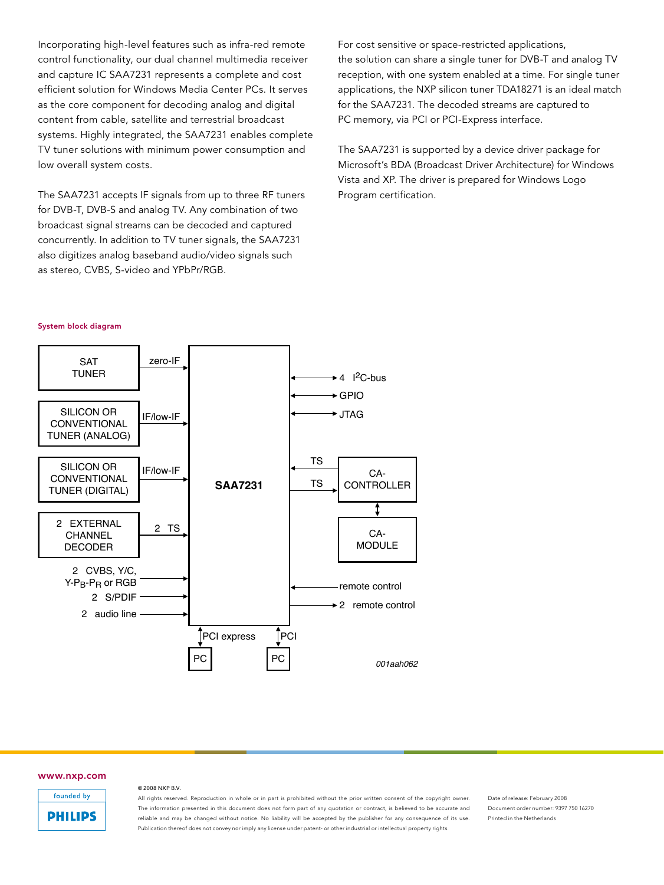Incorporating high-level features such as infra-red remote control functionality, our dual channel multimedia receiver and capture IC SAA7231 represents a complete and cost efficient solution for Windows Media Center PCs. It serves as the core component for decoding analog and digital content from cable, satellite and terrestrial broadcast systems. Highly integrated, the SAA7231 enables complete TV tuner solutions with minimum power consumption and low overall system costs.

The SAA7231 accepts IF signals from up to three RF tuners for DVB-T, DVB-S and analog TV. Any combination of two broadcast signal streams can be decoded and captured concurrently. In addition to TV tuner signals, the SAA7231 also digitizes analog baseband audio/video signals such as stereo, CVBS, S-video and YPbPr/RGB.

For cost sensitive or space-restricted applications, the solution can share a single tuner for DVB-T and analog TV reception, with one system enabled at a time. For single tuner applications, the NXP silicon tuner TDA18271 is an ideal match for the SAA7231. The decoded streams are captured to PC memory, via PCI or PCI-Express interface.

The SAA7231 is supported by a device driver package for Microsoft's BDA (Broadcast Driver Architecture) for Windows Vista and XP. The driver is prepared for Windows Logo Program certification.

### System block diagram

SAT TUNER
zero-IF
SILICON OR CONVENTIONAL TUNER (ANALOG)
IF/low-IF
SILICON OR CONVENTIONAL TUNER (DIGITAL)
IF/low-IF
2 EXTERNAL CHANNEL DECODER
2 TS
2 CVBS, Y/C, $Y$-$P_B$-$P_R$ or RGB
2 S/PDIF
2 audio line
SAA7231
4 $I^2C$-bus
GPIO
JTAG
TS
TS
CA-CONTROLLER
CA-MODULE
remote control
2 remote control
PCI express
PCI
PC
PC
001aah062

www.nxp.com

founded by PHILIPS

© 2008 NXP B.V.

All rights reserved. Reproduction in whole or in part is prohibited without the prior written consent of the copyright owner. The information presented in this document does not form part of any quotation or contract, is believed to be accurate and reliable and may be changed without notice. No liability will be accepted by the publisher for any consequence of its use. Publication thereof does not convey nor imply any license under patent- or other industrial or intellectual property rights.

Date of release: February 2008
Document order number: 9397 750 16270
Printed in the Netherlands